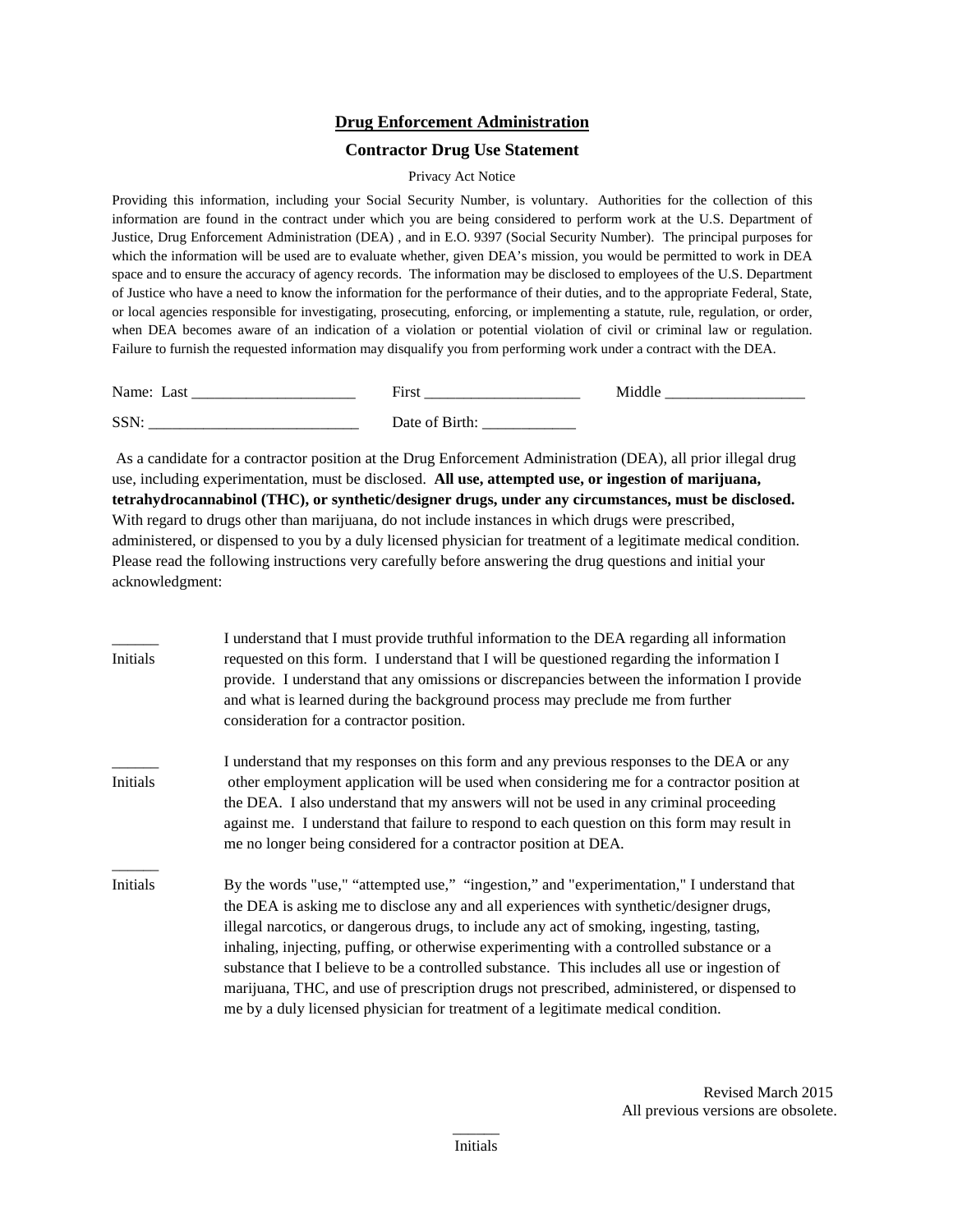# **Drug Enforcement Administration**

## **Contractor Drug Use Statement**

Privacy Act Notice

Providing this information, including your Social Security Number, is voluntary. Authorities for the collection of this information are found in the contract under which you are being considered to perform work at the U.S. Department of Justice, Drug Enforcement Administration (DEA) , and in E.O. 9397 (Social Security Number). The principal purposes for which the information will be used are to evaluate whether, given DEA's mission, you would be permitted to work in DEA space and to ensure the accuracy of agency records. The information may be disclosed to employees of the U.S. Department of Justice who have a need to know the information for the performance of their duties, and to the appropriate Federal, State, or local agencies responsible for investigating, prosecuting, enforcing, or implementing a statute, rule, regulation, or order, when DEA becomes aware of an indication of a violation or potential violation of civil or criminal law or regulation. Failure to furnish the requested information may disqualify you from performing work under a contract with the DEA.

Name: Last _____________________ First ____________________ Middle __________________

SSN: ___________________________ Date of Birth: ____________

As a candidate for a contractor position at the Drug Enforcement Administration (DEA), all prior illegal drug use, including experimentation, must be disclosed. **All use, attempted use, or ingestion of marijuana, tetrahydrocannabinol (THC), or synthetic/designer drugs, under any circumstances, must be disclosed.** With regard to drugs other than marijuana, do not include instances in which drugs were prescribed, administered, or dispensed to you by a duly licensed physician for treatment of a legitimate medical condition. Please read the following instructions very carefully before answering the drug questions and initial your acknowledgment:

______
Initials — I understand that I must provide truthful information to the DEA regarding all information requested on this form. I understand that I will be questioned regarding the information I provide. I understand that any omissions or discrepancies between the information I provide and what is learned during the background process may preclude me from further consideration for a contractor position.

______
Initials — I understand that my responses on this form and any previous responses to the DEA or any other employment application will be used when considering me for a contractor position at the DEA. I also understand that my answers will not be used in any criminal proceeding against me. I understand that failure to respond to each question on this form may result in me no longer being considered for a contractor position at DEA.

______
Initials — By the words "use," "attempted use," "ingestion," and "experimentation," I understand that the DEA is asking me to disclose any and all experiences with synthetic/designer drugs, illegal narcotics, or dangerous drugs, to include any act of smoking, ingesting, tasting, inhaling, injecting, puffing, or otherwise experimenting with a controlled substance or a substance that I believe to be a controlled substance. This includes all use or ingestion of marijuana, THC, and use of prescription drugs not prescribed, administered, or dispensed to me by a duly licensed physician for treatment of a legitimate medical condition.

Revised March 2015
All previous versions are obsolete.

______
Initials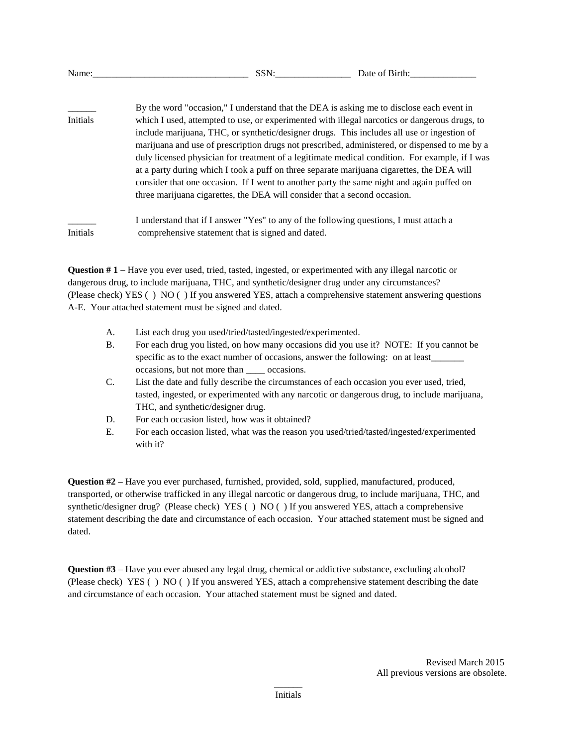Name:_________________________________ SSN:________________ Date of Birth:______________

______
Initials

By the word "occasion," I understand that the DEA is asking me to disclose each event in which I used, attempted to use, or experimented with illegal narcotics or dangerous drugs, to include marijuana, THC, or synthetic/designer drugs. This includes all use or ingestion of marijuana and use of prescription drugs not prescribed, administered, or dispensed to me by a duly licensed physician for treatment of a legitimate medical condition. For example, if I was at a party during which I took a puff on three separate marijuana cigarettes, the DEA will consider that one occasion. If I went to another party the same night and again puffed on three marijuana cigarettes, the DEA will consider that a second occasion.

______
Initials

I understand that if I answer "Yes" to any of the following questions, I must attach a comprehensive statement that is signed and dated.

**Question # 1** – Have you ever used, tried, tasted, ingested, or experimented with any illegal narcotic or dangerous drug, to include marijuana, THC, and synthetic/designer drug under any circumstances? (Please check) YES ( ) NO ( ) If you answered YES, attach a comprehensive statement answering questions A-E. Your attached statement must be signed and dated.

A. List each drug you used/tried/tasted/ingested/experimented.

B. For each drug you listed, on how many occasions did you use it? NOTE: If you cannot be specific as to the exact number of occasions, answer the following: on at least_______ occasions, but not more than ____ occasions.

C. List the date and fully describe the circumstances of each occasion you ever used, tried, tasted, ingested, or experimented with any narcotic or dangerous drug, to include marijuana, THC, and synthetic/designer drug.

D. For each occasion listed, how was it obtained?

E. For each occasion listed, what was the reason you used/tried/tasted/ingested/experimented with it?

**Question #2** – Have you ever purchased, furnished, provided, sold, supplied, manufactured, produced, transported, or otherwise trafficked in any illegal narcotic or dangerous drug, to include marijuana, THC, and synthetic/designer drug? (Please check) YES ( ) NO ( ) If you answered YES, attach a comprehensive statement describing the date and circumstance of each occasion. Your attached statement must be signed and dated.

**Question #3** – Have you ever abused any legal drug, chemical or addictive substance, excluding alcohol? (Please check) YES ( ) NO ( ) If you answered YES, attach a comprehensive statement describing the date and circumstance of each occasion. Your attached statement must be signed and dated.

Revised March 2015
All previous versions are obsolete.

______
Initials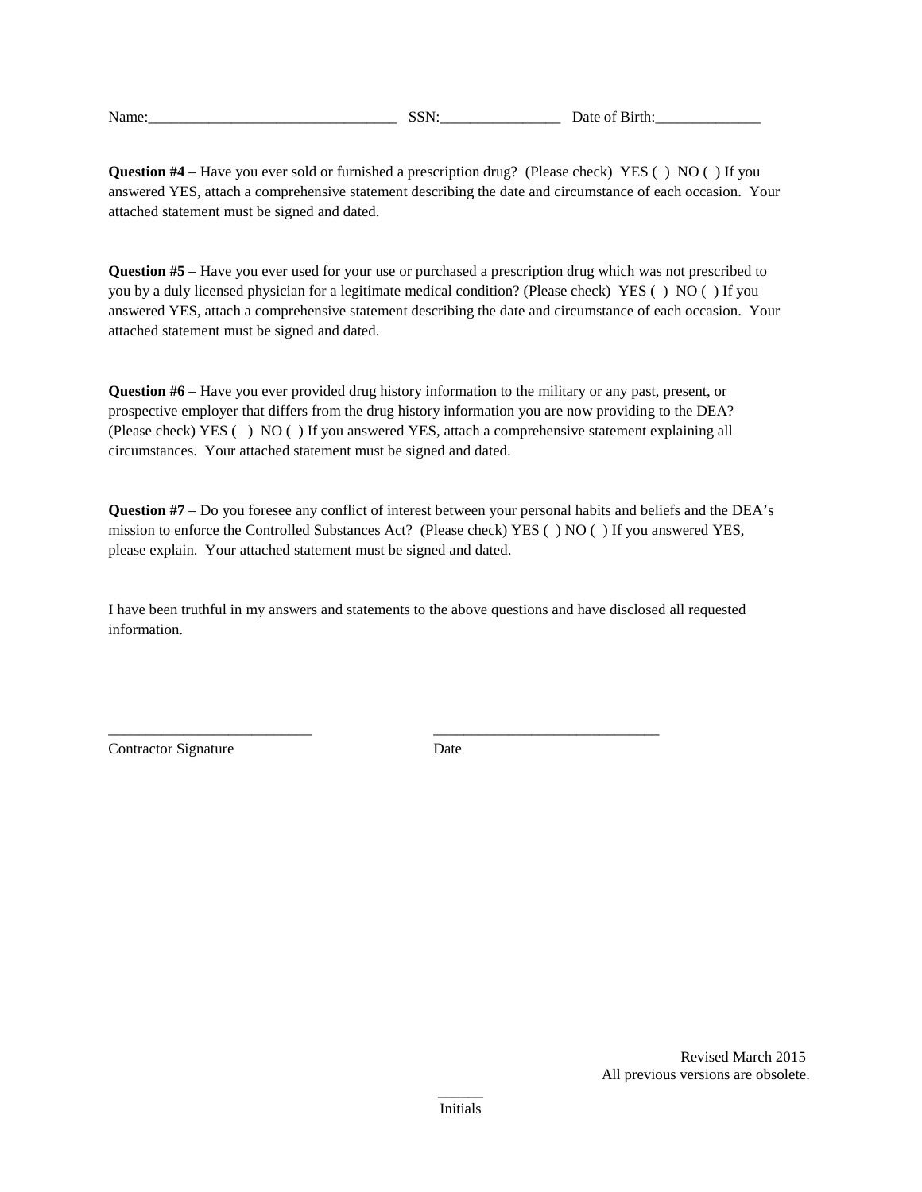Name:_________________________________ SSN:________________ Date of Birth:______________

**Question #4** – Have you ever sold or furnished a prescription drug? (Please check) YES ( ) NO ( ) If you answered YES, attach a comprehensive statement describing the date and circumstance of each occasion. Your attached statement must be signed and dated.

**Question #5** – Have you ever used for your use or purchased a prescription drug which was not prescribed to you by a duly licensed physician for a legitimate medical condition? (Please check) YES ( ) NO ( ) If you answered YES, attach a comprehensive statement describing the date and circumstance of each occasion. Your attached statement must be signed and dated.

**Question #6** – Have you ever provided drug history information to the military or any past, present, or prospective employer that differs from the drug history information you are now providing to the DEA? (Please check) YES ( ) NO ( ) If you answered YES, attach a comprehensive statement explaining all circumstances. Your attached statement must be signed and dated.

**Question #7** – Do you foresee any conflict of interest between your personal habits and beliefs and the DEA's mission to enforce the Controlled Substances Act? (Please check) YES ( ) NO ( ) If you answered YES, please explain. Your attached statement must be signed and dated.

I have been truthful in my answers and statements to the above questions and have disclosed all requested information.

___________________________ ______________________________

Contractor Signature Date

Revised March 2015
All previous versions are obsolete.

______
Initials